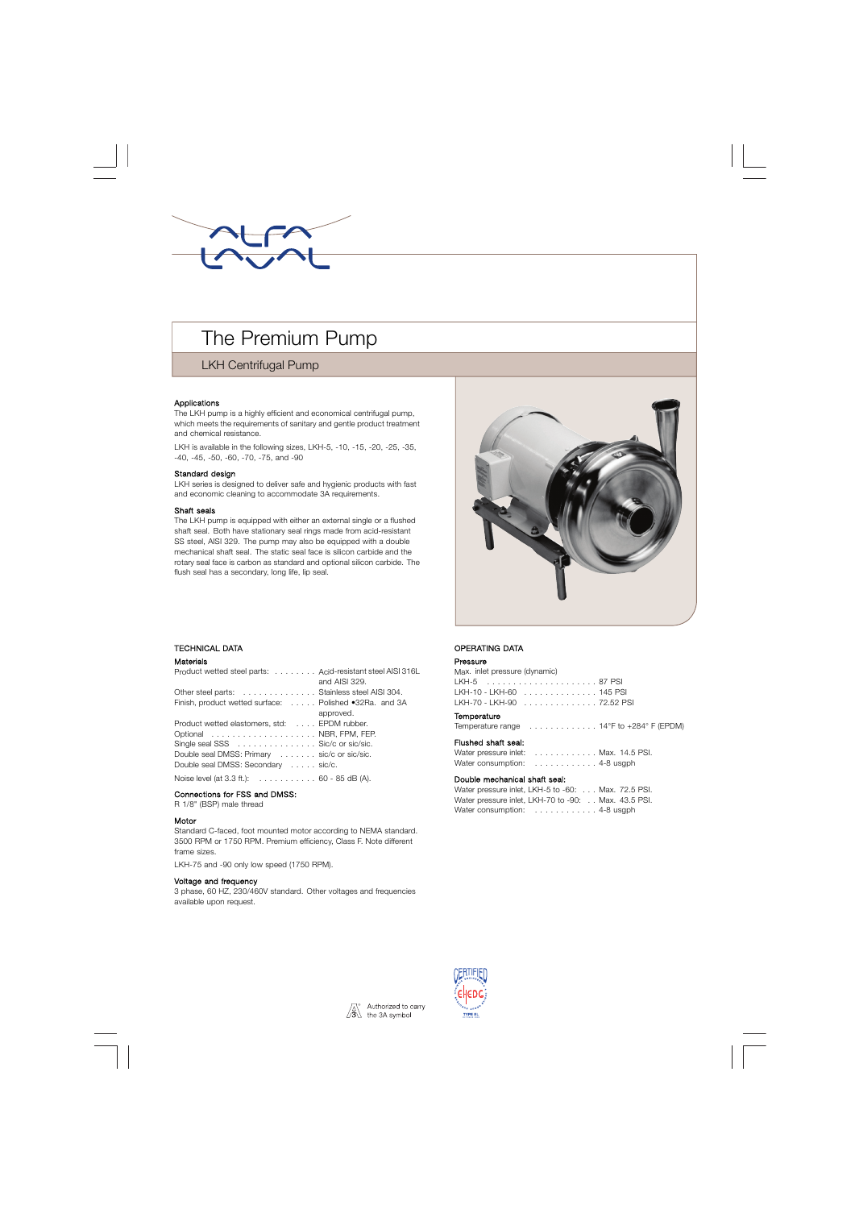# The Premium Pump

## LKH Centrifugal Pump

### Applications

The LKH pump is a highly efficient and economical centrifugal pump, which meets the requirements of sanitary and gentle product treatment and chemical resistance.

LKH is available in the following sizes, LKH-5, -10, -15, -20, -25, -35, -40, -45, -50, -60, -70, -75, and -90

### Standard design

LKH series is designed to deliver safe and hygienic products with fast and economic cleaning to accommodate 3A requirements.

### Shaft seals

The LKH pump is equipped with either an external single or a flushed shaft seal. Both have stationary seal rings made from acid-resistant SS steel, AISI 329. The pump may also be equipped with a double mechanical shaft seal. The static seal face is silicon carbide and the rotary seal face is carbon as standard and optional silicon carbide. The flush seal has a secondary, long life, lip seal.

## TECHNICAL DATA

### Materials

| | |
|---|---|
| Product wetted steel parts: | Acid-resistant steel AISI 316L and AISI 329. |
| Other steel parts: | Stainless steel AISI 304. |
| Finish, product wetted surface: | Polished •32Ra. and 3A approved. |
| Product wetted elastomers, std: | EPDM rubber. |
| Optional | NBR, FPM, FEP. |
| Single seal SSS | Sic/c or sic/sic. |
| Double seal DMSS: Primary | sic/c or sic/sic. |
| Double seal DMSS: Secondary | sic/c. |
| Noise level (at 3.3 ft.): | 60 - 85 dB (A). |

### Connections for FSS and DMSS:

R 1/8" (BSP) male thread

### Motor

Standard C-faced, foot mounted motor according to NEMA standard. 3500 RPM or 1750 RPM. Premium efficiency, Class F. Note different frame sizes.

LKH-75 and -90 only low speed (1750 RPM).

### Voltage and frequency

3 phase, 60 HZ, 230/460V standard. Other voltages and frequencies available upon request.

## OPERATING DATA

### Pressure

Max. inlet pressure (dynamic)

| | |
|---|---|
| LKH-5 | 87 PSI |
| LKH-10 - LKH-60 | 145 PSI |
| LKH-70 - LKH-90 | 72.52 PSI |

### Temperature

| | |
|---|---|
| Temperature range | 14°F to +284° F (EPDM) |

### Flushed shaft seal:

| | |
|---|---|
| Water pressure inlet: | Max. 14.5 PSI. |
| Water consumption: | 4-8 usgph |

### Double mechanical shaft seal:

| | |
|---|---|
| Water pressure inlet, LKH-5 to -60: | Max. 72.5 PSI. |
| Water pressure inlet, LKH-70 to -90: | Max. 43.5 PSI. |
| Water consumption: | 4-8 usgph |

Authorized to carry the 3A symbol

CERTIFIED EHEDG TYPE EL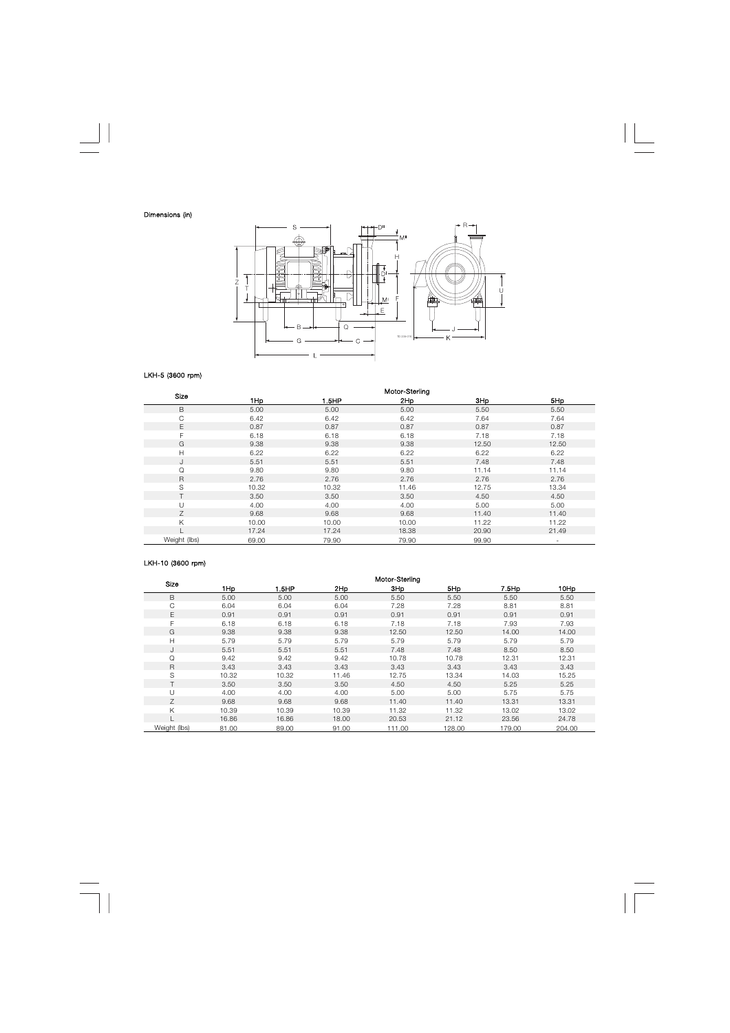Dimensions (in)

LKH-5 (3600 rpm)

| Size | Motor-Sterling | | | | |
|---|---|---|---|---|---|
| | 1Hp | 1.5HP | 2Hp | 3Hp | 5Hp |
| B | 5.00 | 5.00 | 5.00 | 5.50 | 5.50 |
| C | 6.42 | 6.42 | 6.42 | 7.64 | 7.64 |
| E | 0.87 | 0.87 | 0.87 | 0.87 | 0.87 |
| F | 6.18 | 6.18 | 6.18 | 7.18 | 7.18 |
| G | 9.38 | 9.38 | 9.38 | 12.50 | 12.50 |
| H | 6.22 | 6.22 | 6.22 | 6.22 | 6.22 |
| J | 5.51 | 5.51 | 5.51 | 7.48 | 7.48 |
| Q | 9.80 | 9.80 | 9.80 | 11.14 | 11.14 |
| R | 2.76 | 2.76 | 2.76 | 2.76 | 2.76 |
| S | 10.32 | 10.32 | 11.46 | 12.75 | 13.34 |
| T | 3.50 | 3.50 | 3.50 | 4.50 | 4.50 |
| U | 4.00 | 4.00 | 4.00 | 5.00 | 5.00 |
| Z | 9.68 | 9.68 | 9.68 | 11.40 | 11.40 |
| K | 10.00 | 10.00 | 10.00 | 11.22 | 11.22 |
| L | 17.24 | 17.24 | 18.38 | 20.90 | 21.49 |
| Weight (lbs) | 69.00 | 79.90 | 79.90 | 99.90 | - |

LKH-10 (3600 rpm)

| Size | Motor-Sterling | | | | | | |
|---|---|---|---|---|---|---|---|
| | 1Hp | 1.5HP | 2Hp | 3Hp | 5Hp | 7.5Hp | 10Hp |
| B | 5.00 | 5.00 | 5.00 | 5.50 | 5.50 | 5.50 | 5.50 |
| C | 6.04 | 6.04 | 6.04 | 7.28 | 7.28 | 8.81 | 8.81 |
| E | 0.91 | 0.91 | 0.91 | 0.91 | 0.91 | 0.91 | 0.91 |
| F | 6.18 | 6.18 | 6.18 | 7.18 | 7.18 | 7.93 | 7.93 |
| G | 9.38 | 9.38 | 9.38 | 12.50 | 12.50 | 14.00 | 14.00 |
| H | 5.79 | 5.79 | 5.79 | 5.79 | 5.79 | 5.79 | 5.79 |
| J | 5.51 | 5.51 | 5.51 | 7.48 | 7.48 | 8.50 | 8.50 |
| Q | 9.42 | 9.42 | 9.42 | 10.78 | 10.78 | 12.31 | 12.31 |
| R | 3.43 | 3.43 | 3.43 | 3.43 | 3.43 | 3.43 | 3.43 |
| S | 10.32 | 10.32 | 11.46 | 12.75 | 13.34 | 14.03 | 15.25 |
| T | 3.50 | 3.50 | 3.50 | 4.50 | 4.50 | 5.25 | 5.25 |
| U | 4.00 | 4.00 | 4.00 | 5.00 | 5.00 | 5.75 | 5.75 |
| Z | 9.68 | 9.68 | 9.68 | 11.40 | 11.40 | 13.31 | 13.31 |
| K | 10.39 | 10.39 | 10.39 | 11.32 | 11.32 | 13.02 | 13.02 |
| L | 16.86 | 16.86 | 18.00 | 20.53 | 21.12 | 23.56 | 24.78 |
| Weight (lbs) | 81.00 | 89.00 | 91.00 | 111.00 | 128.00 | 179.00 | 204.00 |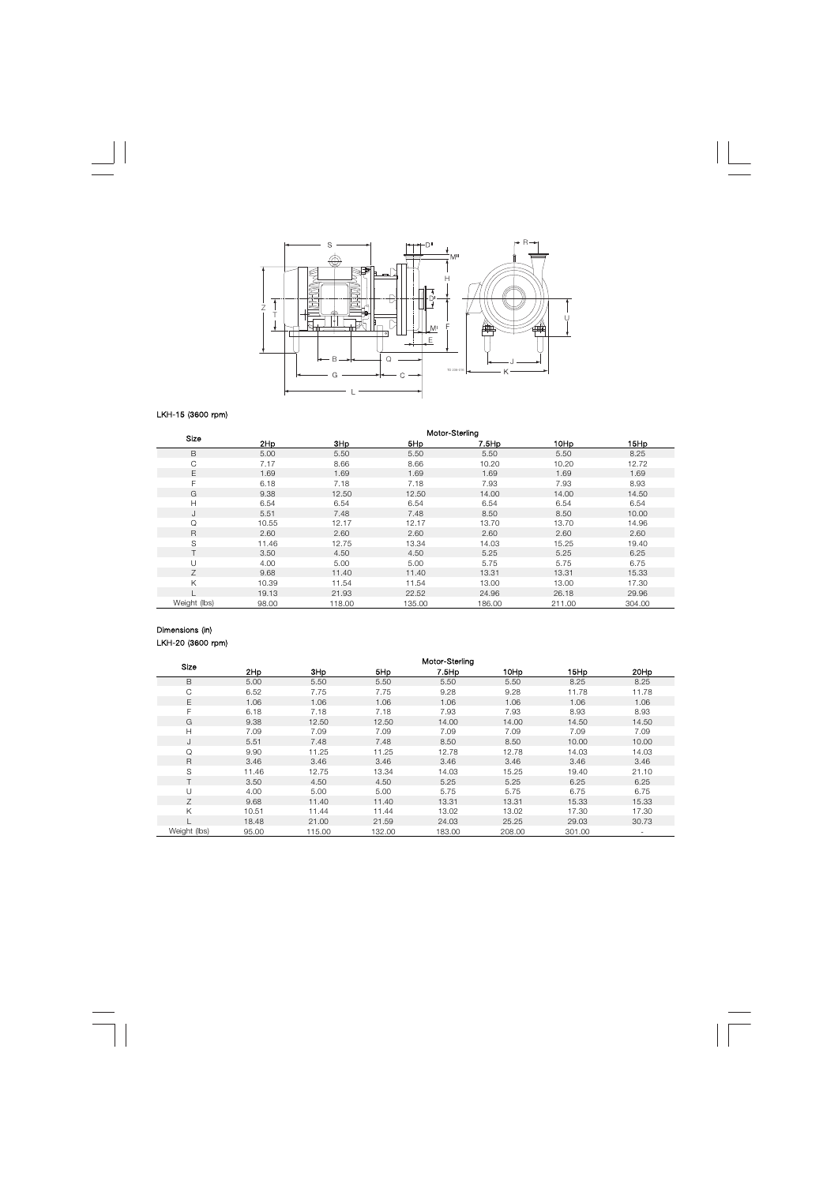LKH-15 (3600 rpm)

| Size | Motor-Sterling | | | | | |
|---|---|---|---|---|---|---|
| | 2Hp | 3Hp | 5Hp | 7.5Hp | 10Hp | 15Hp |
| B | 5.00 | 5.50 | 5.50 | 5.50 | 5.50 | 8.25 |
| C | 7.17 | 8.66 | 8.66 | 10.20 | 10.20 | 12.72 |
| E | 1.69 | 1.69 | 1.69 | 1.69 | 1.69 | 1.69 |
| F | 6.18 | 7.18 | 7.18 | 7.93 | 7.93 | 8.93 |
| G | 9.38 | 12.50 | 12.50 | 14.00 | 14.00 | 14.50 |
| H | 6.54 | 6.54 | 6.54 | 6.54 | 6.54 | 6.54 |
| J | 5.51 | 7.48 | 7.48 | 8.50 | 8.50 | 10.00 |
| Q | 10.55 | 12.17 | 12.17 | 13.70 | 13.70 | 14.96 |
| R | 2.60 | 2.60 | 2.60 | 2.60 | 2.60 | 2.60 |
| S | 11.46 | 12.75 | 13.34 | 14.03 | 15.25 | 19.40 |
| T | 3.50 | 4.50 | 4.50 | 5.25 | 5.25 | 6.25 |
| U | 4.00 | 5.00 | 5.00 | 5.75 | 5.75 | 6.75 |
| Z | 9.68 | 11.40 | 11.40 | 13.31 | 13.31 | 15.33 |
| K | 10.39 | 11.54 | 11.54 | 13.00 | 13.00 | 17.30 |
| L | 19.13 | 21.93 | 22.52 | 24.96 | 26.18 | 29.96 |
| Weight (lbs) | 98.00 | 118.00 | 135.00 | 186.00 | 211.00 | 304.00 |

Dimensions (in)

LKH-20 (3600 rpm)

| Size | Motor-Sterling | | | | | | |
|---|---|---|---|---|---|---|---|
| | 2Hp | 3Hp | 5Hp | 7.5Hp | 10Hp | 15Hp | 20Hp |
| B | 5.00 | 5.50 | 5.50 | 5.50 | 5.50 | 8.25 | 8.25 |
| C | 6.52 | 7.75 | 7.75 | 9.28 | 9.28 | 11.78 | 11.78 |
| E | 1.06 | 1.06 | 1.06 | 1.06 | 1.06 | 1.06 | 1.06 |
| F | 6.18 | 7.18 | 7.18 | 7.93 | 7.93 | 8.93 | 8.93 |
| G | 9.38 | 12.50 | 12.50 | 14.00 | 14.00 | 14.50 | 14.50 |
| H | 7.09 | 7.09 | 7.09 | 7.09 | 7.09 | 7.09 | 7.09 |
| J | 5.51 | 7.48 | 7.48 | 8.50 | 8.50 | 10.00 | 10.00 |
| Q | 9.90 | 11.25 | 11.25 | 12.78 | 12.78 | 14.03 | 14.03 |
| R | 3.46 | 3.46 | 3.46 | 3.46 | 3.46 | 3.46 | 3.46 |
| S | 11.46 | 12.75 | 13.34 | 14.03 | 15.25 | 19.40 | 21.10 |
| T | 3.50 | 4.50 | 4.50 | 5.25 | 5.25 | 6.25 | 6.25 |
| U | 4.00 | 5.00 | 5.00 | 5.75 | 5.75 | 6.75 | 6.75 |
| Z | 9.68 | 11.40 | 11.40 | 13.31 | 13.31 | 15.33 | 15.33 |
| K | 10.51 | 11.44 | 11.44 | 13.02 | 13.02 | 17.30 | 17.30 |
| L | 18.48 | 21.00 | 21.59 | 24.03 | 25.25 | 29.03 | 30.73 |
| Weight (lbs) | 95.00 | 115.00 | 132.00 | 183.00 | 208.00 | 301.00 | - |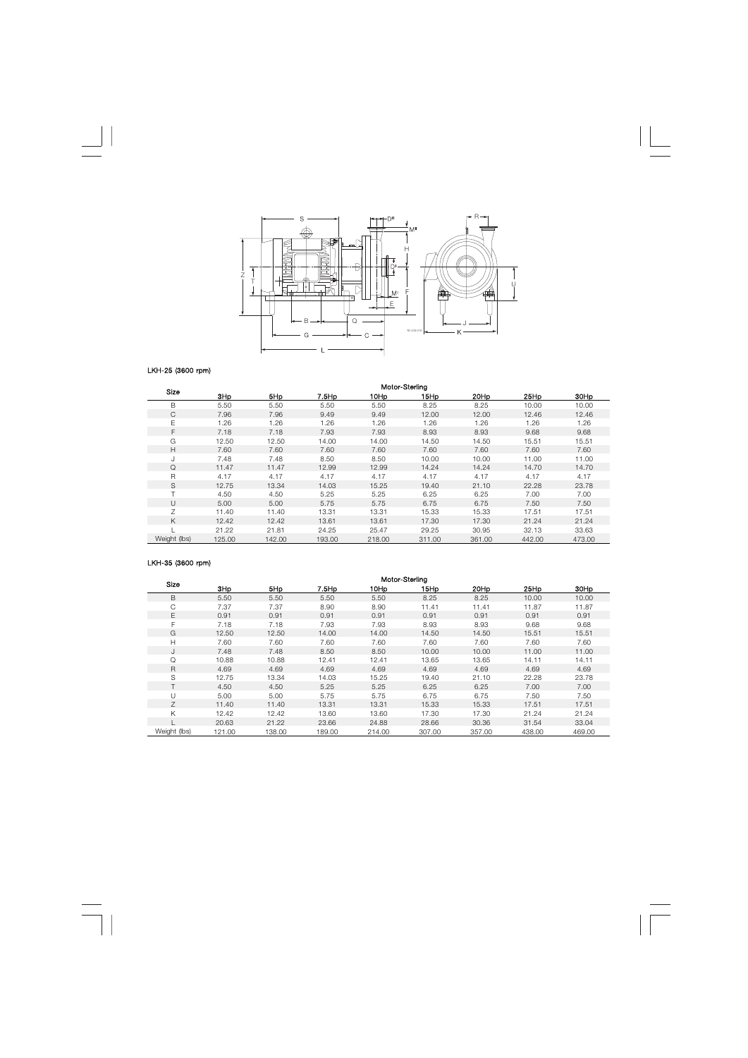### LKH-25 (3600 rpm)

| Size | Motor-Sterling | | | | | | | |
|---|---|---|---|---|---|---|---|---|
| | 3Hp | 5Hp | 7.5Hp | 10Hp | 15Hp | 20Hp | 25Hp | 30Hp |
| B | 5.50 | 5.50 | 5.50 | 5.50 | 8.25 | 8.25 | 10.00 | 10.00 |
| C | 7.96 | 7.96 | 9.49 | 9.49 | 12.00 | 12.00 | 12.46 | 12.46 |
| E | 1.26 | 1.26 | 1.26 | 1.26 | 1.26 | 1.26 | 1.26 | 1.26 |
| F | 7.18 | 7.18 | 7.93 | 7.93 | 8.93 | 8.93 | 9.68 | 9.68 |
| G | 12.50 | 12.50 | 14.00 | 14.00 | 14.50 | 14.50 | 15.51 | 15.51 |
| H | 7.60 | 7.60 | 7.60 | 7.60 | 7.60 | 7.60 | 7.60 | 7.60 |
| J | 7.48 | 7.48 | 8.50 | 8.50 | 10.00 | 10.00 | 11.00 | 11.00 |
| Q | 11.47 | 11.47 | 12.99 | 12.99 | 14.24 | 14.24 | 14.70 | 14.70 |
| R | 4.17 | 4.17 | 4.17 | 4.17 | 4.17 | 4.17 | 4.17 | 4.17 |
| S | 12.75 | 13.34 | 14.03 | 15.25 | 19.40 | 21.10 | 22.28 | 23.78 |
| T | 4.50 | 4.50 | 5.25 | 5.25 | 6.25 | 6.25 | 7.00 | 7.00 |
| U | 5.00 | 5.00 | 5.75 | 5.75 | 6.75 | 6.75 | 7.50 | 7.50 |
| Z | 11.40 | 11.40 | 13.31 | 13.31 | 15.33 | 15.33 | 17.51 | 17.51 |
| K | 12.42 | 12.42 | 13.61 | 13.61 | 17.30 | 17.30 | 21.24 | 21.24 |
| L | 21.22 | 21.81 | 24.25 | 25.47 | 29.25 | 30.95 | 32.13 | 33.63 |
| Weight (lbs) | 125.00 | 142.00 | 193.00 | 218.00 | 311.00 | 361.00 | 442.00 | 473.00 |

### LKH-35 (3600 rpm)

| Size | Motor-Sterling | | | | | | | |
|---|---|---|---|---|---|---|---|---|
| | 3Hp | 5Hp | 7.5Hp | 10Hp | 15Hp | 20Hp | 25Hp | 30Hp |
| B | 5.50 | 5.50 | 5.50 | 5.50 | 8.25 | 8.25 | 10.00 | 10.00 |
| C | 7.37 | 7.37 | 8.90 | 8.90 | 11.41 | 11.41 | 11.87 | 11.87 |
| E | 0.91 | 0.91 | 0.91 | 0.91 | 0.91 | 0.91 | 0.91 | 0.91 |
| F | 7.18 | 7.18 | 7.93 | 7.93 | 8.93 | 8.93 | 9.68 | 9.68 |
| G | 12.50 | 12.50 | 14.00 | 14.00 | 14.50 | 14.50 | 15.51 | 15.51 |
| H | 7.60 | 7.60 | 7.60 | 7.60 | 7.60 | 7.60 | 7.60 | 7.60 |
| J | 7.48 | 7.48 | 8.50 | 8.50 | 10.00 | 10.00 | 11.00 | 11.00 |
| Q | 10.88 | 10.88 | 12.41 | 12.41 | 13.65 | 13.65 | 14.11 | 14.11 |
| R | 4.69 | 4.69 | 4.69 | 4.69 | 4.69 | 4.69 | 4.69 | 4.69 |
| S | 12.75 | 13.34 | 14.03 | 15.25 | 19.40 | 21.10 | 22.28 | 23.78 |
| T | 4.50 | 4.50 | 5.25 | 5.25 | 6.25 | 6.25 | 7.00 | 7.00 |
| U | 5.00 | 5.00 | 5.75 | 5.75 | 6.75 | 6.75 | 7.50 | 7.50 |
| Z | 11.40 | 11.40 | 13.31 | 13.31 | 15.33 | 15.33 | 17.51 | 17.51 |
| K | 12.42 | 12.42 | 13.60 | 13.60 | 17.30 | 17.30 | 21.24 | 21.24 |
| L | 20.63 | 21.22 | 23.66 | 24.88 | 28.66 | 30.36 | 31.54 | 33.04 |
| Weight (lbs) | 121.00 | 138.00 | 189.00 | 214.00 | 307.00 | 357.00 | 438.00 | 469.00 |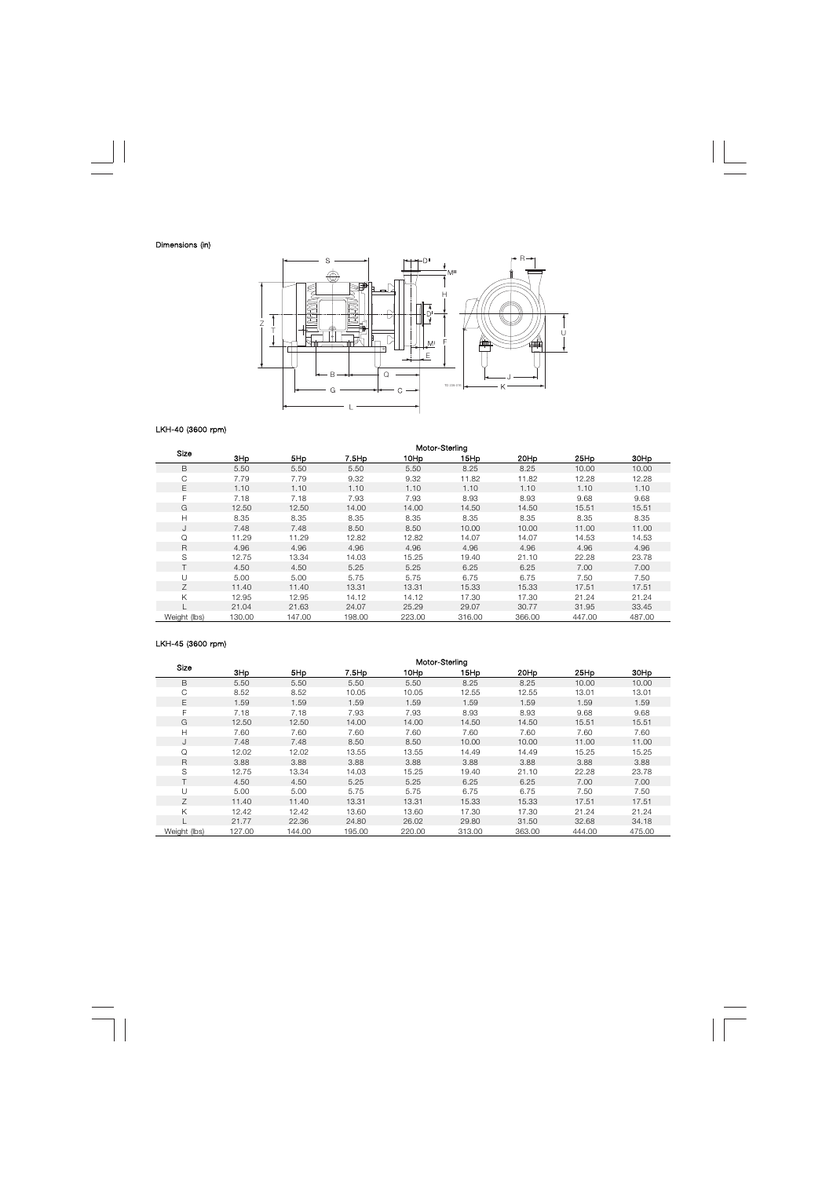Dimensions (in)

LKH-40 (3600 rpm)

| Size | Motor-Sterling | | | | | | | |
|---|---|---|---|---|---|---|---|---|
| | 3Hp | 5Hp | 7.5Hp | 10Hp | 15Hp | 20Hp | 25Hp | 30Hp |
| B | 5.50 | 5.50 | 5.50 | 5.50 | 8.25 | 8.25 | 10.00 | 10.00 |
| C | 7.79 | 7.79 | 9.32 | 9.32 | 11.82 | 11.82 | 12.28 | 12.28 |
| E | 1.10 | 1.10 | 1.10 | 1.10 | 1.10 | 1.10 | 1.10 | 1.10 |
| F | 7.18 | 7.18 | 7.93 | 7.93 | 8.93 | 8.93 | 9.68 | 9.68 |
| G | 12.50 | 12.50 | 14.00 | 14.00 | 14.50 | 14.50 | 15.51 | 15.51 |
| H | 8.35 | 8.35 | 8.35 | 8.35 | 8.35 | 8.35 | 8.35 | 8.35 |
| J | 7.48 | 7.48 | 8.50 | 8.50 | 10.00 | 10.00 | 11.00 | 11.00 |
| Q | 11.29 | 11.29 | 12.82 | 12.82 | 14.07 | 14.07 | 14.53 | 14.53 |
| R | 4.96 | 4.96 | 4.96 | 4.96 | 4.96 | 4.96 | 4.96 | 4.96 |
| S | 12.75 | 13.34 | 14.03 | 15.25 | 19.40 | 21.10 | 22.28 | 23.78 |
| T | 4.50 | 4.50 | 5.25 | 5.25 | 6.25 | 6.25 | 7.00 | 7.00 |
| U | 5.00 | 5.00 | 5.75 | 5.75 | 6.75 | 6.75 | 7.50 | 7.50 |
| Z | 11.40 | 11.40 | 13.31 | 13.31 | 15.33 | 15.33 | 17.51 | 17.51 |
| K | 12.95 | 12.95 | 14.12 | 14.12 | 17.30 | 17.30 | 21.24 | 21.24 |
| L | 21.04 | 21.63 | 24.07 | 25.29 | 29.07 | 30.77 | 31.95 | 33.45 |
| Weight (lbs) | 130.00 | 147.00 | 198.00 | 223.00 | 316.00 | 366.00 | 447.00 | 487.00 |

LKH-45 (3600 rpm)

| Size | Motor-Sterling | | | | | | | |
|---|---|---|---|---|---|---|---|---|
| | 3Hp | 5Hp | 7.5Hp | 10Hp | 15Hp | 20Hp | 25Hp | 30Hp |
| B | 5.50 | 5.50 | 5.50 | 5.50 | 8.25 | 8.25 | 10.00 | 10.00 |
| C | 8.52 | 8.52 | 10.05 | 10.05 | 12.55 | 12.55 | 13.01 | 13.01 |
| E | 1.59 | 1.59 | 1.59 | 1.59 | 1.59 | 1.59 | 1.59 | 1.59 |
| F | 7.18 | 7.18 | 7.93 | 7.93 | 8.93 | 8.93 | 9.68 | 9.68 |
| G | 12.50 | 12.50 | 14.00 | 14.00 | 14.50 | 14.50 | 15.51 | 15.51 |
| H | 7.60 | 7.60 | 7.60 | 7.60 | 7.60 | 7.60 | 7.60 | 7.60 |
| J | 7.48 | 7.48 | 8.50 | 8.50 | 10.00 | 10.00 | 11.00 | 11.00 |
| Q | 12.02 | 12.02 | 13.55 | 13.55 | 14.49 | 14.49 | 15.25 | 15.25 |
| R | 3.88 | 3.88 | 3.88 | 3.88 | 3.88 | 3.88 | 3.88 | 3.88 |
| S | 12.75 | 13.34 | 14.03 | 15.25 | 19.40 | 21.10 | 22.28 | 23.78 |
| T | 4.50 | 4.50 | 5.25 | 5.25 | 6.25 | 6.25 | 7.00 | 7.00 |
| U | 5.00 | 5.00 | 5.75 | 5.75 | 6.75 | 6.75 | 7.50 | 7.50 |
| Z | 11.40 | 11.40 | 13.31 | 13.31 | 15.33 | 15.33 | 17.51 | 17.51 |
| K | 12.42 | 12.42 | 13.60 | 13.60 | 17.30 | 17.30 | 21.24 | 21.24 |
| L | 21.77 | 22.36 | 24.80 | 26.02 | 29.80 | 31.50 | 32.68 | 34.18 |
| Weight (lbs) | 127.00 | 144.00 | 195.00 | 220.00 | 313.00 | 363.00 | 444.00 | 475.00 |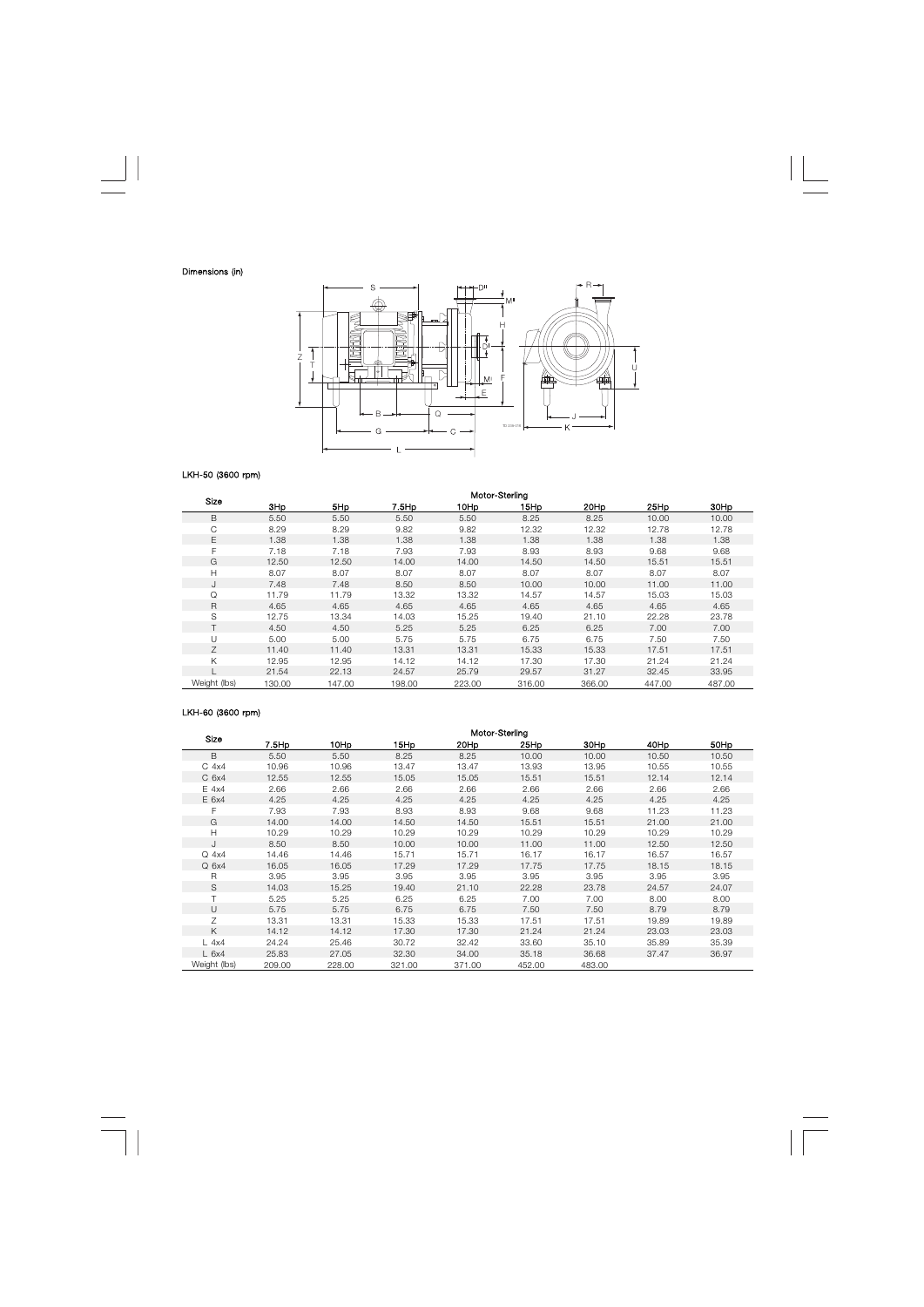Dimensions (in)

LKH-50 (3600 rpm)

| Size | Motor-Sterling | | | | | | | |
|---|---|---|---|---|---|---|---|---|
| | 3Hp | 5Hp | 7.5Hp | 10Hp | 15Hp | 20Hp | 25Hp | 30Hp |
| B | 5.50 | 5.50 | 5.50 | 5.50 | 8.25 | 8.25 | 10.00 | 10.00 |
| C | 8.29 | 8.29 | 9.82 | 9.82 | 12.32 | 12.32 | 12.78 | 12.78 |
| E | 1.38 | 1.38 | 1.38 | 1.38 | 1.38 | 1.38 | 1.38 | 1.38 |
| F | 7.18 | 7.18 | 7.93 | 7.93 | 8.93 | 8.93 | 9.68 | 9.68 |
| G | 12.50 | 12.50 | 14.00 | 14.00 | 14.50 | 14.50 | 15.51 | 15.51 |
| H | 8.07 | 8.07 | 8.07 | 8.07 | 8.07 | 8.07 | 8.07 | 8.07 |
| J | 7.48 | 7.48 | 8.50 | 8.50 | 10.00 | 10.00 | 11.00 | 11.00 |
| Q | 11.79 | 11.79 | 13.32 | 13.32 | 14.57 | 14.57 | 15.03 | 15.03 |
| R | 4.65 | 4.65 | 4.65 | 4.65 | 4.65 | 4.65 | 4.65 | 4.65 |
| S | 12.75 | 13.34 | 14.03 | 15.25 | 19.40 | 21.10 | 22.28 | 23.78 |
| T | 4.50 | 4.50 | 5.25 | 5.25 | 6.25 | 6.25 | 7.00 | 7.00 |
| U | 5.00 | 5.00 | 5.75 | 5.75 | 6.75 | 6.75 | 7.50 | 7.50 |
| Z | 11.40 | 11.40 | 13.31 | 13.31 | 15.33 | 15.33 | 17.51 | 17.51 |
| K | 12.95 | 12.95 | 14.12 | 14.12 | 17.30 | 17.30 | 21.24 | 21.24 |
| L | 21.54 | 22.13 | 24.57 | 25.79 | 29.57 | 31.27 | 32.45 | 33.95 |
| Weight (lbs) | 130.00 | 147.00 | 198.00 | 223.00 | 316.00 | 366.00 | 447.00 | 487.00 |

LKH-60 (3600 rpm)

| Size | Motor-Sterling | | | | | | | |
|---|---|---|---|---|---|---|---|---|
| | 7.5Hp | 10Hp | 15Hp | 20Hp | 25Hp | 30Hp | 40Hp | 50Hp |
| B | 5.50 | 5.50 | 8.25 | 8.25 | 10.00 | 10.00 | 10.50 | 10.50 |
| C 4x4 | 10.96 | 10.96 | 13.47 | 13.47 | 13.93 | 13.95 | 10.55 | 10.55 |
| C 6x4 | 12.55 | 12.55 | 15.05 | 15.05 | 15.51 | 15.51 | 12.14 | 12.14 |
| E 4x4 | 2.66 | 2.66 | 2.66 | 2.66 | 2.66 | 2.66 | 2.66 | 2.66 |
| E 6x4 | 4.25 | 4.25 | 4.25 | 4.25 | 4.25 | 4.25 | 4.25 | 4.25 |
| F | 7.93 | 7.93 | 8.93 | 8.93 | 9.68 | 9.68 | 11.23 | 11.23 |
| G | 14.00 | 14.00 | 14.50 | 14.50 | 15.51 | 15.51 | 21.00 | 21.00 |
| H | 10.29 | 10.29 | 10.29 | 10.29 | 10.29 | 10.29 | 10.29 | 10.29 |
| J | 8.50 | 8.50 | 10.00 | 10.00 | 11.00 | 11.00 | 12.50 | 12.50 |
| Q 4x4 | 14.46 | 14.46 | 15.71 | 15.71 | 16.17 | 16.17 | 16.57 | 16.57 |
| Q 6x4 | 16.05 | 16.05 | 17.29 | 17.29 | 17.75 | 17.75 | 18.15 | 18.15 |
| R | 3.95 | 3.95 | 3.95 | 3.95 | 3.95 | 3.95 | 3.95 | 3.95 |
| S | 14.03 | 15.25 | 19.40 | 21.10 | 22.28 | 23.78 | 24.57 | 24.07 |
| T | 5.25 | 5.25 | 6.25 | 6.25 | 7.00 | 7.00 | 8.00 | 8.00 |
| U | 5.75 | 5.75 | 6.75 | 6.75 | 7.50 | 7.50 | 8.79 | 8.79 |
| Z | 13.31 | 13.31 | 15.33 | 15.33 | 17.51 | 17.51 | 19.89 | 19.89 |
| K | 14.12 | 14.12 | 17.30 | 17.30 | 21.24 | 21.24 | 23.03 | 23.03 |
| L 4x4 | 24.24 | 25.46 | 30.72 | 32.42 | 33.60 | 35.10 | 35.89 | 35.39 |
| L 6x4 | 25.83 | 27.05 | 32.30 | 34.00 | 35.18 | 36.68 | 37.47 | 36.97 |
| Weight (lbs) | 209.00 | 228.00 | 321.00 | 371.00 | 452.00 | 483.00 | | |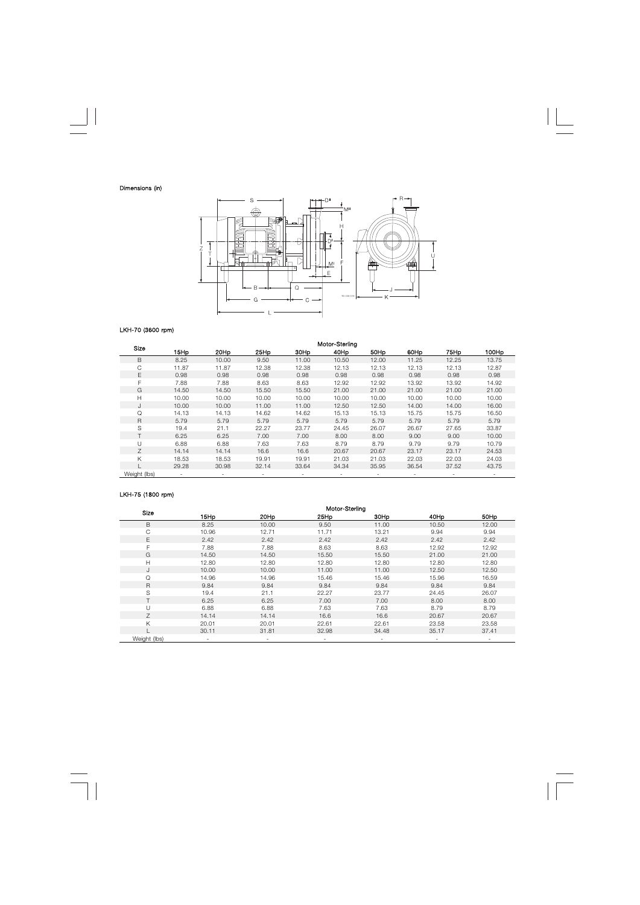Dimensions (in)

LKH-70 (3600 rpm)

| Size | Motor-Sterling | | | | | | | | |
|---|---|---|---|---|---|---|---|---|---|
| | 15Hp | 20Hp | 25Hp | 30Hp | 40Hp | 50Hp | 60Hp | 75Hp | 100Hp |
| B | 8.25 | 10.00 | 9.50 | 11.00 | 10.50 | 12.00 | 11.25 | 12.25 | 13.75 |
| C | 11.87 | 11.87 | 12.38 | 12.38 | 12.13 | 12.13 | 12.13 | 12.13 | 12.87 |
| E | 0.98 | 0.98 | 0.98 | 0.98 | 0.98 | 0.98 | 0.98 | 0.98 | 0.98 |
| F | 7.88 | 7.88 | 8.63 | 8.63 | 12.92 | 12.92 | 13.92 | 13.92 | 14.92 |
| G | 14.50 | 14.50 | 15.50 | 15.50 | 21.00 | 21.00 | 21.00 | 21.00 | 21.00 |
| H | 10.00 | 10.00 | 10.00 | 10.00 | 10.00 | 10.00 | 10.00 | 10.00 | 10.00 |
| J | 10.00 | 10.00 | 11.00 | 11.00 | 12.50 | 12.50 | 14.00 | 14.00 | 16.00 |
| Q | 14.13 | 14.13 | 14.62 | 14.62 | 15.13 | 15.13 | 15.75 | 15.75 | 16.50 |
| R | 5.79 | 5.79 | 5.79 | 5.79 | 5.79 | 5.79 | 5.79 | 5.79 | 5.79 |
| S | 19.4 | 21.1 | 22.27 | 23.77 | 24.45 | 26.07 | 26.67 | 27.65 | 33.87 |
| T | 6.25 | 6.25 | 7.00 | 7.00 | 8.00 | 8.00 | 9.00 | 9.00 | 10.00 |
| U | 6.88 | 6.88 | 7.63 | 7.63 | 8.79 | 8.79 | 9.79 | 9.79 | 10.79 |
| Z | 14.14 | 14.14 | 16.6 | 16.6 | 20.67 | 20.67 | 23.17 | 23.17 | 24.53 |
| K | 18.53 | 18.53 | 19.91 | 19.91 | 21.03 | 21.03 | 22.03 | 22.03 | 24.03 |
| L | 29.28 | 30.98 | 32.14 | 33.64 | 34.34 | 35.95 | 36.54 | 37.52 | 43.75 |
| Weight (lbs) | - | - | - | - | - | - | - | - | - |

LKH-75 (1800 rpm)

| Size | Motor-Sterling | | | | | |
|---|---|---|---|---|---|---|
| | 15Hp | 20Hp | 25Hp | 30Hp | 40Hp | 50Hp |
| B | 8.25 | 10.00 | 9.50 | 11.00 | 10.50 | 12.00 |
| C | 10.96 | 12.71 | 11.71 | 13.21 | 9.94 | 9.94 |
| E | 2.42 | 2.42 | 2.42 | 2.42 | 2.42 | 2.42 |
| F | 7.88 | 7.88 | 8.63 | 8.63 | 12.92 | 12.92 |
| G | 14.50 | 14.50 | 15.50 | 15.50 | 21.00 | 21.00 |
| H | 12.80 | 12.80 | 12.80 | 12.80 | 12.80 | 12.80 |
| J | 10.00 | 10.00 | 11.00 | 11.00 | 12.50 | 12.50 |
| Q | 14.96 | 14.96 | 15.46 | 15.46 | 15.96 | 16.59 |
| R | 9.84 | 9.84 | 9.84 | 9.84 | 9.84 | 9.84 |
| S | 19.4 | 21.1 | 22.27 | 23.77 | 24.45 | 26.07 |
| T | 6.25 | 6.25 | 7.00 | 7.00 | 8.00 | 8.00 |
| U | 6.88 | 6.88 | 7.63 | 7.63 | 8.79 | 8.79 |
| Z | 14.14 | 14.14 | 16.6 | 16.6 | 20.67 | 20.67 |
| K | 20.01 | 20.01 | 22.61 | 22.61 | 23.58 | 23.58 |
| L | 30.11 | 31.81 | 32.98 | 34.48 | 35.17 | 37.41 |
| Weight (lbs) | - | - | - | - | - | - |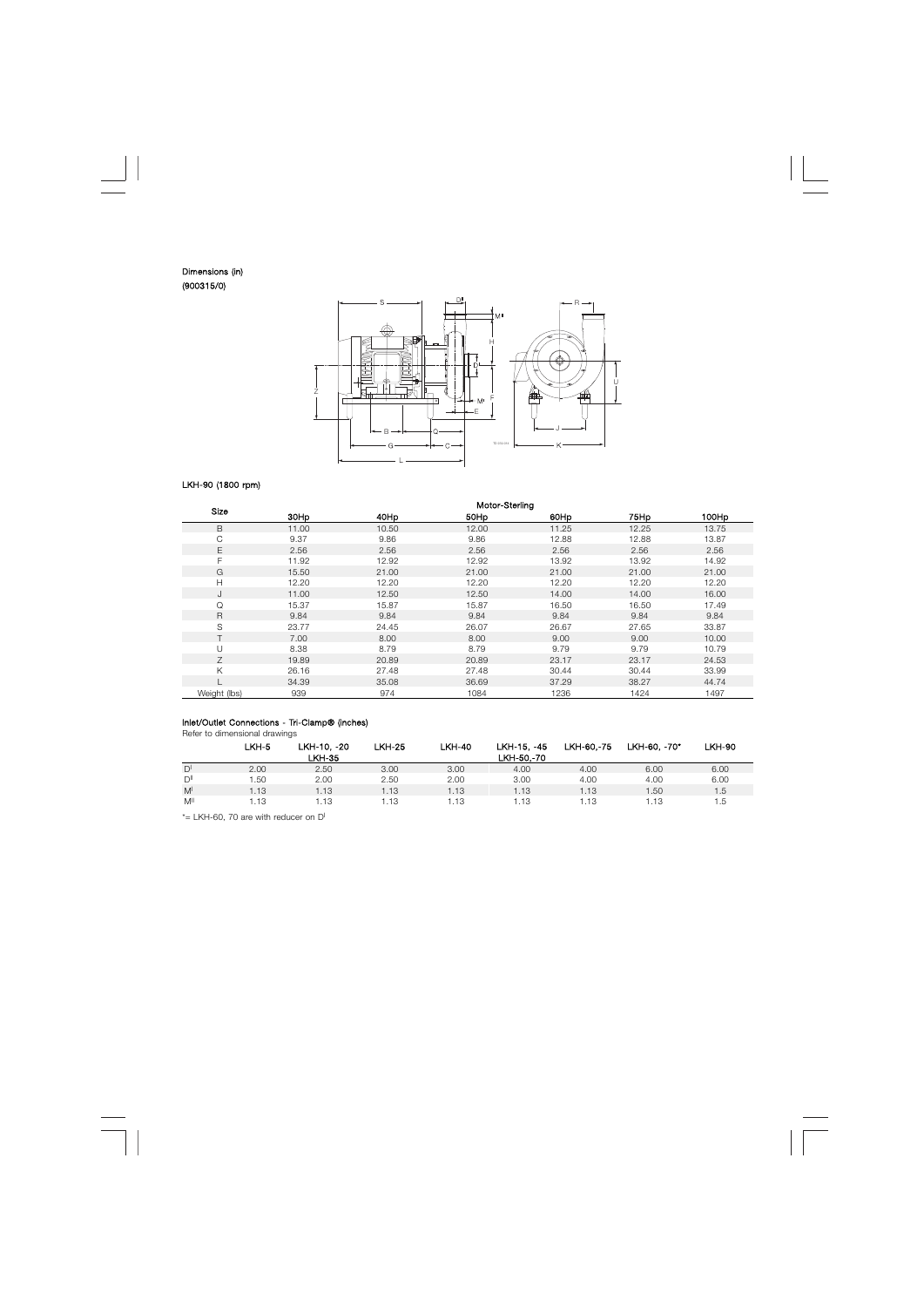**Dimensions (in)**
**(900315/0)**

**LKH-90 (1800 rpm)**

| Size | Motor-Sterling | | | | | |
|---|---|---|---|---|---|---|
| | 30Hp | 40Hp | 50Hp | 60Hp | 75Hp | 100Hp |
| B | 11.00 | 10.50 | 12.00 | 11.25 | 12.25 | 13.75 |
| C | 9.37 | 9.86 | 9.86 | 12.88 | 12.88 | 13.87 |
| E | 2.56 | 2.56 | 2.56 | 2.56 | 2.56 | 2.56 |
| F | 11.92 | 12.92 | 12.92 | 13.92 | 13.92 | 14.92 |
| G | 15.50 | 21.00 | 21.00 | 21.00 | 21.00 | 21.00 |
| H | 12.20 | 12.20 | 12.20 | 12.20 | 12.20 | 12.20 |
| J | 11.00 | 12.50 | 12.50 | 14.00 | 14.00 | 16.00 |
| Q | 15.37 | 15.87 | 15.87 | 16.50 | 16.50 | 17.49 |
| R | 9.84 | 9.84 | 9.84 | 9.84 | 9.84 | 9.84 |
| S | 23.77 | 24.45 | 26.07 | 26.67 | 27.65 | 33.87 |
| T | 7.00 | 8.00 | 8.00 | 9.00 | 9.00 | 10.00 |
| U | 8.38 | 8.79 | 8.79 | 9.79 | 9.79 | 10.79 |
| Z | 19.89 | 20.89 | 20.89 | 23.17 | 23.17 | 24.53 |
| K | 26.16 | 27.48 | 27.48 | 30.44 | 30.44 | 33.99 |
| L | 34.39 | 35.08 | 36.69 | 37.29 | 38.27 | 44.74 |
| Weight (lbs) | 939 | 974 | 1084 | 1236 | 1424 | 1497 |

**Inlet/Outlet Connections - Tri-Clamp® (inches)**

Refer to dimensional drawings

| | LKH-5 | LKH-10, -20 LKH-35 | LKH-25 | LKH-40 | LKH-15, -45 LKH-50,-70 | LKH-60,-75 | LKH-60, -70* | LKH-90 |
|---|---|---|---|---|---|---|---|---|
| $D^I$ | 2.00 | 2.50 | 3.00 | 3.00 | 4.00 | 4.00 | 6.00 | 6.00 |
| $D^{II}$ | 1.50 | 2.00 | 2.50 | 2.00 | 3.00 | 4.00 | 4.00 | 6.00 |
| $M^I$ | 1.13 | 1.13 | 1.13 | 1.13 | 1.13 | 1.13 | 1.50 | 1.5 |
| $M^{II}$ | 1.13 | 1.13 | 1.13 | 1.13 | 1.13 | 1.13 | 1.13 | 1.5 |

*= LKH-60, 70 are with reducer on $D^I$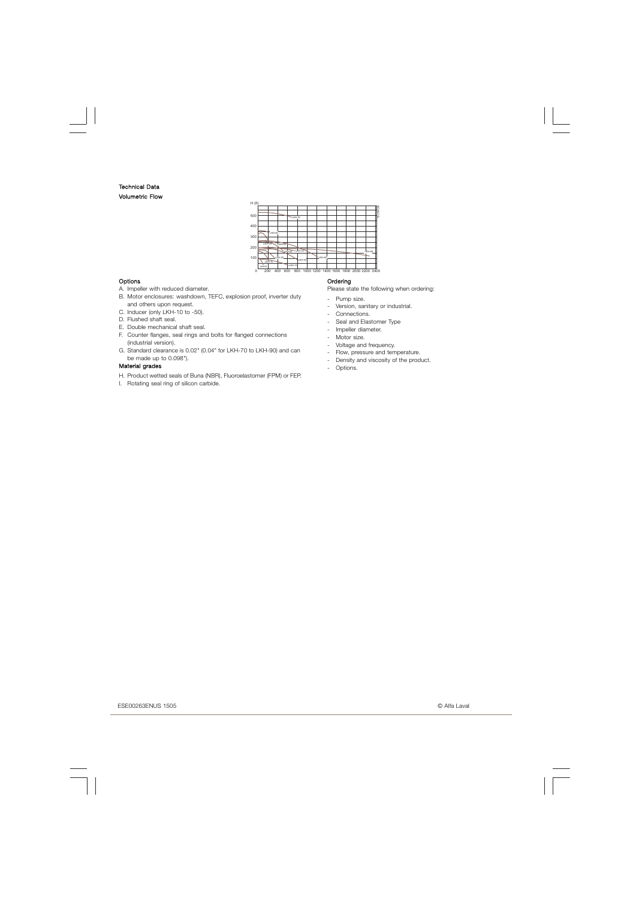## Technical Data

### Volumetric Flow

H (ft)

500
400
300
200
100
0

0 200 400 600 800 1000 1200 1400 1600 1800 2000 2200 2400

LKH-70
LKH-60
LKH-90
LKH-10
LKH-20
LKH-25
LKH-35
LKH-40
LKH-45
LKH-50
LKH-5

### Options

A. Impeller with reduced diameter.
B. Motor enclosures: washdown, TEFC, explosion proof, inverter duty and others upon request.
C. Inducer (only LKH-10 to -50).
D. Flushed shaft seal.
E. Double mechanical shaft seal.
F. Counter flanges, seal rings and bolts for flanged connections (industrial version).
G. Standard clearance is 0.02" (0.04" for LKH-70 to LKH-90) and can be made up to 0.098").

### Material grades

H. Product wetted seals of Buna (NBR), Fluoroelastomer (FPM) or FEP.
I. Rotating seal ring of silicon carbide.

### Ordering

Please state the following when ordering:

- Pump size.
- Version, sanitary or industrial.
- Connections.
- Seal and Elastomer Type
- Impeller diameter.
- Motor size.
- Voltage and frequency.
- Flow, pressure and temperature.
- Density and viscosity of the product.
- Options.

ESE00263ENUS 1505 © Alfa Laval